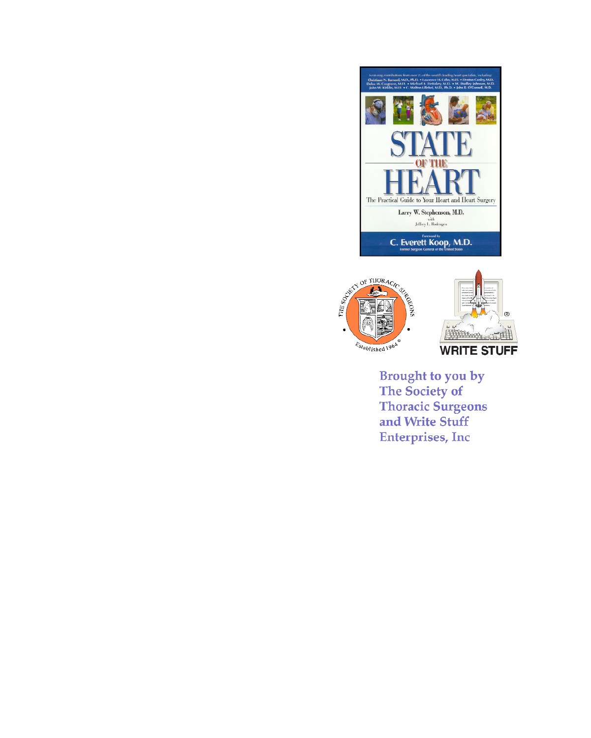Featuring contributions from over 25 of the world's leading heart specialists, including:
Christiaan N. Barnard, M.D., Ph.D. • Lawrence H. Cohn, M.D. • Denton Cooley, M.D.
Delos M. Cosgrove, M.D. • Michael E. DeBakey, M.D. • W. Dudley Johnson, M.D.
John W. Kirklin, M.D. • C. Walton Lillehei, M.D., Ph.D. • John B. O'Connell, M.D.

# STATE OF THE HEART

The Practical Guide to Your Heart and Heart Surgery

Larry W. Stephenson, M.D.
with
Jeffrey L. Rodengen

Foreword by
C. Everett Koop, M.D.
Former Surgeon General of the United States

THE SOCIETY OF THORACIC SURGEONS
Established 1964®

WRITE STUFF®

**Brought to you by The Society of Thoracic Surgeons and Write Stuff Enterprises, Inc**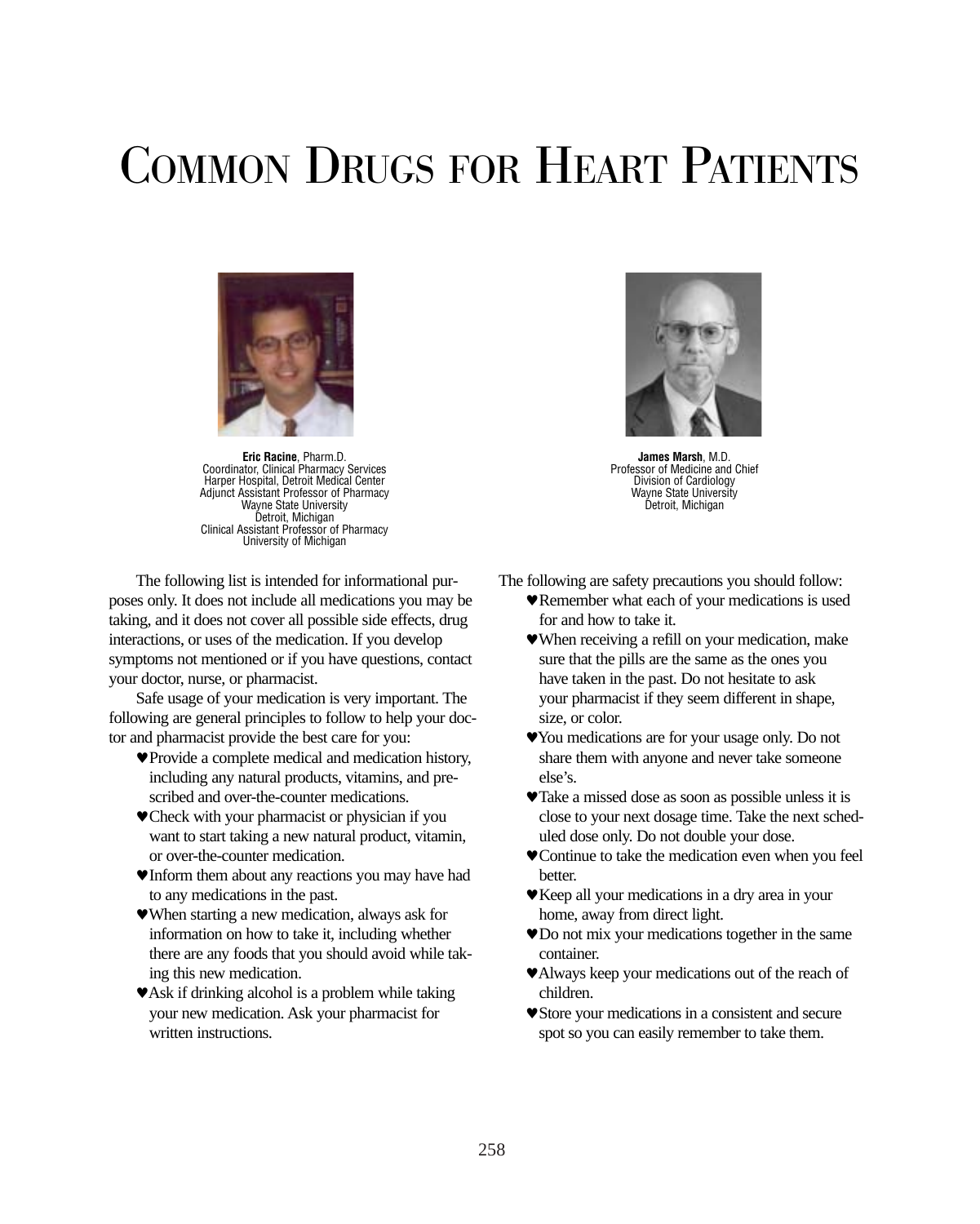# Common Drugs for Heart Patients

**Eric Racine**, Pharm.D.
Coordinator, Clinical Pharmacy Services
Harper Hospital, Detroit Medical Center
Adjunct Assistant Professor of Pharmacy
Wayne State University
Detroit, Michigan
Clinical Assistant Professor of Pharmacy
University of Michigan

**James Marsh**, M.D.
Professor of Medicine and Chief
Division of Cardiology
Wayne State University
Detroit, Michigan

The following list is intended for informational purposes only. It does not include all medications you may be taking, and it does not cover all possible side effects, drug interactions, or uses of the medication. If you develop symptoms not mentioned or if you have questions, contact your doctor, nurse, or pharmacist.

Safe usage of your medication is very important. The following are general principles to follow to help your doctor and pharmacist provide the best care for you:

- ♥Provide a complete medical and medication history, including any natural products, vitamins, and prescribed and over-the-counter medications.
- ♥Check with your pharmacist or physician if you want to start taking a new natural product, vitamin, or over-the-counter medication.
- ♥Inform them about any reactions you may have had to any medications in the past.
- ♥When starting a new medication, always ask for information on how to take it, including whether there are any foods that you should avoid while taking this new medication.
- ♥Ask if drinking alcohol is a problem while taking your new medication. Ask your pharmacist for written instructions.

The following are safety precautions you should follow:

- ♥Remember what each of your medications is used for and how to take it.
- ♥When receiving a refill on your medication, make sure that the pills are the same as the ones you have taken in the past. Do not hesitate to ask your pharmacist if they seem different in shape, size, or color.
- ♥You medications are for your usage only. Do not share them with anyone and never take someone else's.
- ♥Take a missed dose as soon as possible unless it is close to your next dosage time. Take the next scheduled dose only. Do not double your dose.
- ♥Continue to take the medication even when you feel better.
- ♥Keep all your medications in a dry area in your home, away from direct light.
- ♥Do not mix your medications together in the same container.
- ♥Always keep your medications out of the reach of children.
- ♥Store your medications in a consistent and secure spot so you can easily remember to take them.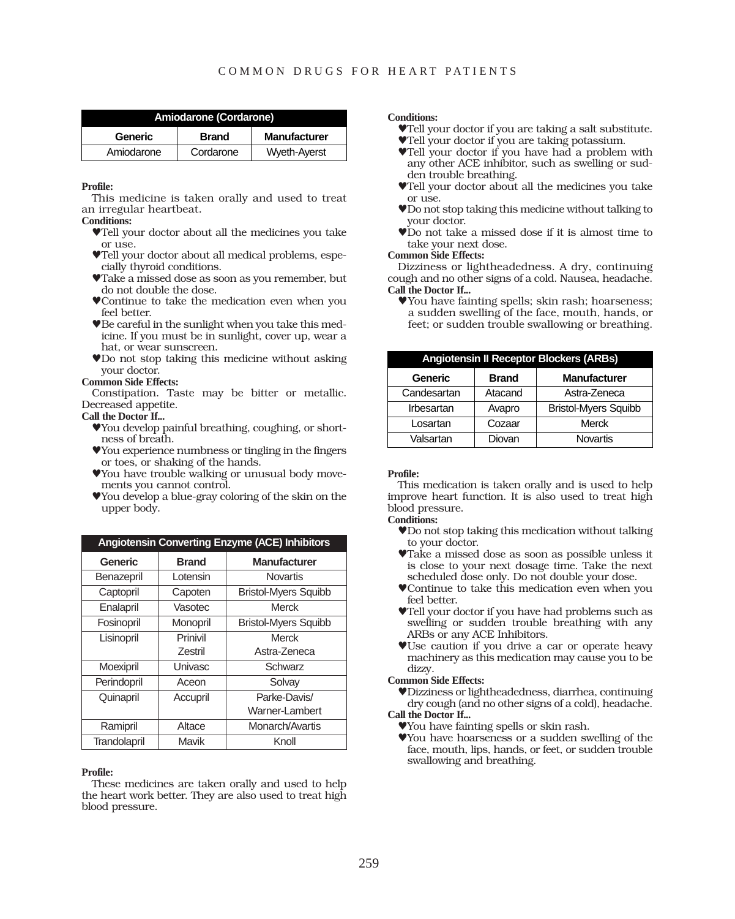| Amiodarone (Cordarone) | | |
|---|---|---|
| **Generic** | **Brand** | **Manufacturer** |
| Amiodarone | Cordarone | Wyeth-Ayerst |

**Profile:**

This medicine is taken orally and used to treat an irregular heartbeat.

**Conditions:**

- ♥Tell your doctor about all the medicines you take or use.
- ♥Tell your doctor about all medical problems, especially thyroid conditions.
- ♥Take a missed dose as soon as you remember, but do not double the dose.
- ♥Continue to take the medication even when you feel better.
- ♥Be careful in the sunlight when you take this medicine. If you must be in sunlight, cover up, wear a hat, or wear sunscreen.
- ♥Do not stop taking this medicine without asking your doctor.

**Common Side Effects:**

Constipation. Taste may be bitter or metallic. Decreased appetite.

**Call the Doctor If...**

- ♥You develop painful breathing, coughing, or shortness of breath.
- ♥You experience numbness or tingling in the fingers or toes, or shaking of the hands.
- ♥You have trouble walking or unusual body movements you cannot control.
- ♥You develop a blue-gray coloring of the skin on the upper body.

| Angiotensin Converting Enzyme (ACE) Inhibitors | | |
|---|---|---|
| **Generic** | **Brand** | **Manufacturer** |
| Benazepril | Lotensin | Novartis |
| Captopril | Capoten | Bristol-Myers Squibb |
| Enalapril | Vasotec | Merck |
| Fosinopril | Monopril | Bristol-Myers Squibb |
| Lisinopril | Prinivil<br>Zestril | Merck<br>Astra-Zeneca |
| Moexipril | Univasc | Schwarz |
| Perindopril | Aceon | Solvay |
| Quinapril | Accupril | Parke-Davis/<br>Warner-Lambert |
| Ramipril | Altace | Monarch/Avartis |
| Trandolapril | Mavik | Knoll |

**Profile:**

These medicines are taken orally and used to help the heart work better. They are also used to treat high blood pressure.

**Conditions:**

- ♥Tell your doctor if you are taking a salt substitute.
- ♥Tell your doctor if you are taking potassium.
- ♥Tell your doctor if you have had a problem with any other ACE inhibitor, such as swelling or sudden trouble breathing.
- ♥Tell your doctor about all the medicines you take or use.
- ♥Do not stop taking this medicine without talking to your doctor.
- ♥Do not take a missed dose if it is almost time to take your next dose.

**Common Side Effects:**

Dizziness or lightheadedness. A dry, continuing cough and no other signs of a cold. Nausea, headache.

**Call the Doctor If...**

- ♥You have fainting spells; skin rash; hoarseness; a sudden swelling of the face, mouth, hands, or feet; or sudden trouble swallowing or breathing.

| Angiotensin II Receptor Blockers (ARBs) | | |
|---|---|---|
| **Generic** | **Brand** | **Manufacturer** |
| Candesartan | Atacand | Astra-Zeneca |
| Irbesartan | Avapro | Bristol-Myers Squibb |
| Losartan | Cozaar | Merck |
| Valsartan | Diovan | Novartis |

**Profile:**

This medication is taken orally and is used to help improve heart function. It is also used to treat high blood pressure.

**Conditions:**

- ♥Do not stop taking this medication without talking to your doctor.
- ♥Take a missed dose as soon as possible unless it is close to your next dosage time. Take the next scheduled dose only. Do not double your dose.
- ♥Continue to take this medication even when you feel better.
- ♥Tell your doctor if you have had problems such as swelling or sudden trouble breathing with any ARBs or any ACE Inhibitors.
- ♥Use caution if you drive a car or operate heavy machinery as this medication may cause you to be dizzy.

**Common Side Effects:**

- ♥Dizziness or lightheadedness, diarrhea, continuing dry cough (and no other signs of a cold), headache.

**Call the Doctor If...**

- ♥You have fainting spells or skin rash.
- ♥You have hoarseness or a sudden swelling of the face, mouth, lips, hands, or feet, or sudden trouble swallowing and breathing.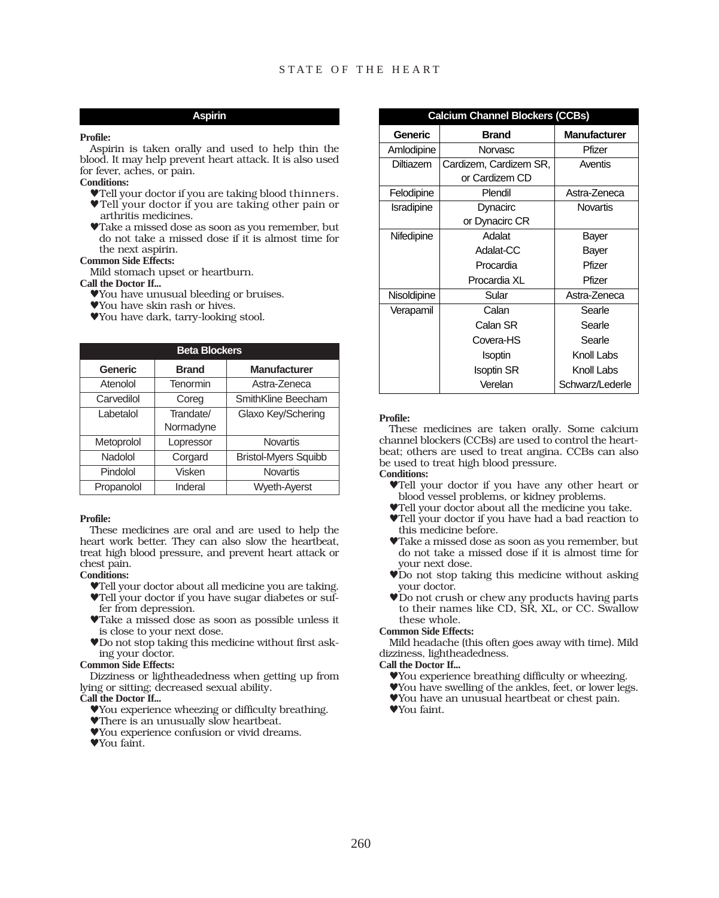## Aspirin

**Profile:**

Aspirin is taken orally and used to help thin the blood. It may help prevent heart attack. It is also used for fever, aches, or pain.

**Conditions:**

- ♥Tell your doctor if you are taking blood thinners.
- ♥Tell your doctor if you are taking other pain or arthritis medicines.
- ♥Take a missed dose as soon as you remember, but do not take a missed dose if it is almost time for the next aspirin.

**Common Side Effects:**

Mild stomach upset or heartburn.

**Call the Doctor If...**

- ♥You have unusual bleeding or bruises.
- ♥You have skin rash or hives.
- ♥You have dark, tarry-looking stool.

## Beta Blockers

| Generic | Brand | Manufacturer |
|---|---|---|
| Atenolol | Tenormin | Astra-Zeneca |
| Carvedilol | Coreg | SmithKline Beecham |
| Labetalol | Trandate/ Normadyne | Glaxo Key/Schering |
| Metoprolol | Lopressor | Novartis |
| Nadolol | Corgard | Bristol-Myers Squibb |
| Pindolol | Visken | Novartis |
| Propanolol | Inderal | Wyeth-Ayerst |

**Profile:**

These medicines are oral and are used to help the heart work better. They can also slow the heartbeat, treat high blood pressure, and prevent heart attack or chest pain.

**Conditions:**

- ♥Tell your doctor about all medicine you are taking.
- ♥Tell your doctor if you have sugar diabetes or suffer from depression.
- ♥Take a missed dose as soon as possible unless it is close to your next dose.
- ♥Do not stop taking this medicine without first asking your doctor.

**Common Side Effects:**

Dizziness or lightheadedness when getting up from lying or sitting; decreased sexual ability.

**Call the Doctor If...**

- ♥You experience wheezing or difficulty breathing.
- ♥There is an unusually slow heartbeat.
- ♥You experience confusion or vivid dreams.
- ♥You faint.

## Calcium Channel Blockers (CCBs)

| Generic | Brand | Manufacturer |
|---|---|---|
| Amlodipine | Norvasc | Pfizer |
| Diltiazem | Cardizem, Cardizem SR, or Cardizem CD | Aventis |
| Felodipine | Plendil | Astra-Zeneca |
| Isradipine | Dynacirc or Dynacirc CR | Novartis |
| Nifedipine | Adalat | Bayer |
| | Adalat-CC | Bayer |
| | Procardia | Pfizer |
| | Procardia XL | Pfizer |
| Nisoldipine | Sular | Astra-Zeneca |
| Verapamil | Calan | Searle |
| | Calan SR | Searle |
| | Covera-HS | Searle |
| | Isoptin | Knoll Labs |
| | Isoptin SR | Knoll Labs |
| | Verelan | Schwarz/Lederle |

**Profile:**

These medicines are taken orally. Some calcium channel blockers (CCBs) are used to control the heartbeat; others are used to treat angina. CCBs can also be used to treat high blood pressure.

**Conditions:**

- ♥Tell your doctor if you have any other heart or blood vessel problems, or kidney problems.
- ♥Tell your doctor about all the medicine you take.
- ♥Tell your doctor if you have had a bad reaction to this medicine before.
- ♥Take a missed dose as soon as you remember, but do not take a missed dose if it is almost time for your next dose.
- ♥Do not stop taking this medicine without asking your doctor.
- ♥Do not crush or chew any products having parts to their names like CD, SR, XL, or CC. Swallow these whole.

**Common Side Effects:**

Mild headache (this often goes away with time). Mild dizziness, lightheadedness.

**Call the Doctor If...**

- ♥You experience breathing difficulty or wheezing.
- ♥You have swelling of the ankles, feet, or lower legs.
- ♥You have an unusual heartbeat or chest pain.
- ♥You faint.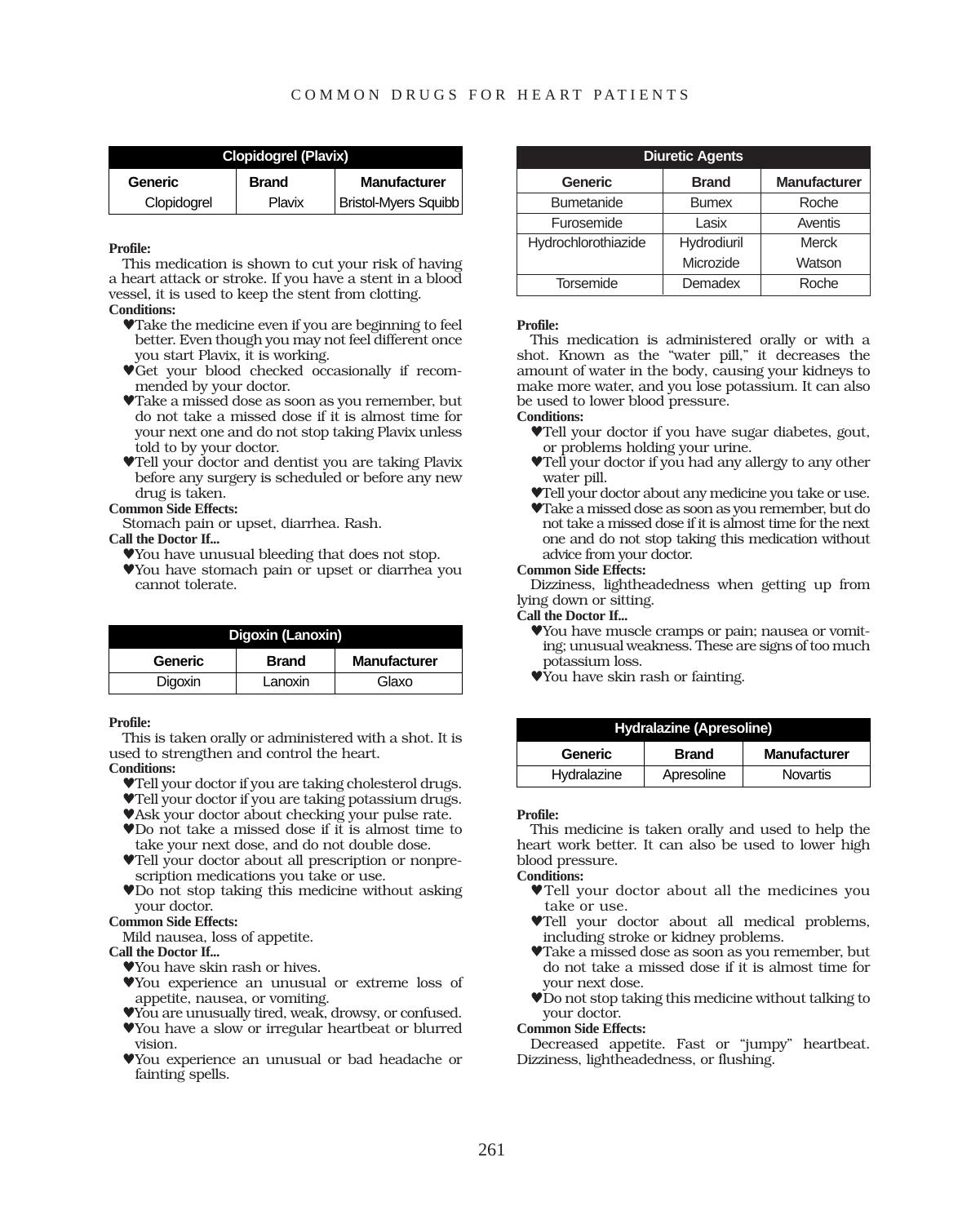## Clopidogrel (Plavix)

| Generic | Brand | Manufacturer |
|---|---|---|
| Clopidogrel | Plavix | Bristol-Myers Squibb |

**Profile:**
This medication is shown to cut your risk of having a heart attack or stroke. If you have a stent in a blood vessel, it is used to keep the stent from clotting.

**Conditions:**

- ♥Take the medicine even if you are beginning to feel better. Even though you may not feel different once you start Plavix, it is working.
- ♥Get your blood checked occasionally if recommended by your doctor.
- ♥Take a missed dose as soon as you remember, but do not take a missed dose if it is almost time for your next one and do not stop taking Plavix unless told to by your doctor.
- ♥Tell your doctor and dentist you are taking Plavix before any surgery is scheduled or before any new drug is taken.

**Common Side Effects:**
Stomach pain or upset, diarrhea. Rash.

**Call the Doctor If...**

- ♥You have unusual bleeding that does not stop.
- ♥You have stomach pain or upset or diarrhea you cannot tolerate.

## Digoxin (Lanoxin)

| Generic | Brand | Manufacturer |
|---|---|---|
| Digoxin | Lanoxin | Glaxo |

**Profile:**
This is taken orally or administered with a shot. It is used to strengthen and control the heart.

**Conditions:**

- ♥Tell your doctor if you are taking cholesterol drugs.
- ♥Tell your doctor if you are taking potassium drugs.
- ♥Ask your doctor about checking your pulse rate.
- ♥Do not take a missed dose if it is almost time to take your next dose, and do not double dose.
- ♥Tell your doctor about all prescription or nonprescription medications you take or use.
- ♥Do not stop taking this medicine without asking your doctor.

**Common Side Effects:**
Mild nausea, loss of appetite.

**Call the Doctor If...**

- ♥You have skin rash or hives.
- ♥You experience an unusual or extreme loss of appetite, nausea, or vomiting.
- ♥You are unusually tired, weak, drowsy, or confused.
- ♥You have a slow or irregular heartbeat or blurred vision.
- ♥You experience an unusual or bad headache or fainting spells.

## Diuretic Agents

| Generic | Brand | Manufacturer |
|---|---|---|
| Bumetanide | Bumex | Roche |
| Furosemide | Lasix | Aventis |
| Hydrochlorothiazide | Hydrodiuril | Merck |
| | Microzide | Watson |
| Torsemide | Demadex | Roche |

**Profile:**
This medication is administered orally or with a shot. Known as the "water pill," it decreases the amount of water in the body, causing your kidneys to make more water, and you lose potassium. It can also be used to lower blood pressure.

**Conditions:**

- ♥Tell your doctor if you have sugar diabetes, gout, or problems holding your urine.
- ♥Tell your doctor if you had any allergy to any other water pill.
- ♥Tell your doctor about any medicine you take or use.
- ♥Take a missed dose as soon as you remember, but do not take a missed dose if it is almost time for the next one and do not stop taking this medication without advice from your doctor.

**Common Side Effects:**
Dizziness, lightheadedness when getting up from lying down or sitting.

**Call the Doctor If...**

- ♥You have muscle cramps or pain; nausea or vomiting; unusual weakness. These are signs of too much potassium loss.
- ♥You have skin rash or fainting.

## Hydralazine (Apresoline)

| Generic | Brand | Manufacturer |
|---|---|---|
| Hydralazine | Apresoline | Novartis |

**Profile:**
This medicine is taken orally and used to help the heart work better. It can also be used to lower high blood pressure.

**Conditions:**

- ♥Tell your doctor about all the medicines you take or use.
- ♥Tell your doctor about all medical problems, including stroke or kidney problems.
- ♥Take a missed dose as soon as you remember, but do not take a missed dose if it is almost time for your next dose.
- ♥Do not stop taking this medicine without talking to your doctor.

**Common Side Effects:**
Decreased appetite. Fast or "jumpy" heartbeat. Dizziness, lightheadedness, or flushing.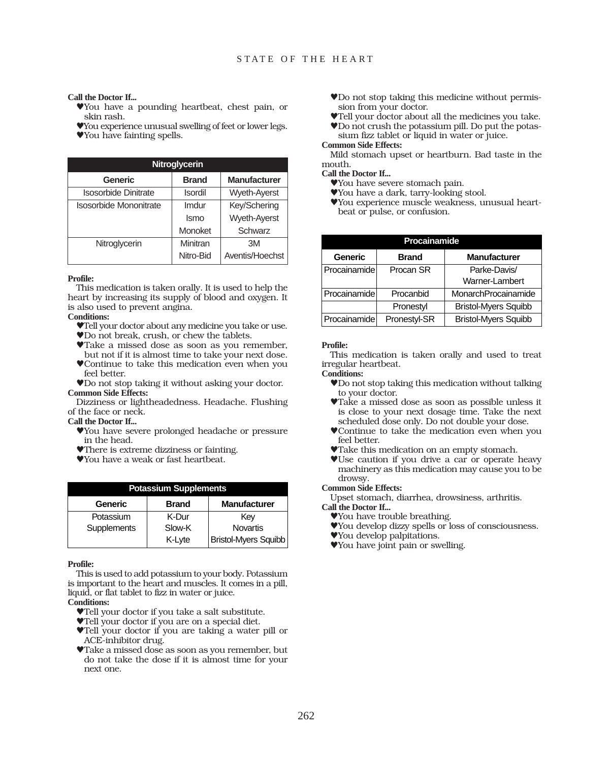**Call the Doctor If...**

- ♥You have a pounding heartbeat, chest pain, or skin rash.
- ♥You experience unusual swelling of feet or lower legs.
- ♥You have fainting spells.

| Nitroglycerin | | |
|---|---|---|
| **Generic** | **Brand** | **Manufacturer** |
| Isosorbide Dinitrate | Isordil | Wyeth-Ayerst |
| Isosorbide Mononitrate | Imdur | Key/Schering |
| | Ismo | Wyeth-Ayerst |
| | Monoket | Schwarz |
| Nitroglycerin | Minitran | 3M |
| | Nitro-Bid | Aventis/Hoechst |

**Profile:**

This medication is taken orally. It is used to help the heart by increasing its supply of blood and oxygen. It is also used to prevent angina.

**Conditions:**

- ♥Tell your doctor about any medicine you take or use.
- ♥Do not break, crush, or chew the tablets.
- ♥Take a missed dose as soon as you remember, but not if it is almost time to take your next dose.
- ♥Continue to take this medication even when you feel better.
- ♥Do not stop taking it without asking your doctor.

**Common Side Effects:**

Dizziness or lightheadedness. Headache. Flushing of the face or neck.

**Call the Doctor If...**

- ♥You have severe prolonged headache or pressure in the head.
- ♥There is extreme dizziness or fainting.
- ♥You have a weak or fast heartbeat.

| Potassium Supplements | | |
|---|---|---|
| **Generic** | **Brand** | **Manufacturer** |
| Potassium Supplements | K-Dur | Key |
| | Slow-K | Novartis |
| | K-Lyte | Bristol-Myers Squibb |

**Profile:**

This is used to add potassium to your body. Potassium is important to the heart and muscles. It comes in a pill, liquid, or flat tablet to fizz in water or juice.

**Conditions:**

- ♥Tell your doctor if you take a salt substitute.
- ♥Tell your doctor if you are on a special diet.
- ♥Tell your doctor if you are taking a water pill or ACE-inhibitor drug.
- ♥Take a missed dose as soon as you remember, but do not take the dose if it is almost time for your next one.
- ♥Do not stop taking this medicine without permission from your doctor.
- ♥Tell your doctor about all the medicines you take.
- ♥Do not crush the potassium pill. Do put the potassium fizz tablet or liquid in water or juice.

**Common Side Effects:**

Mild stomach upset or heartburn. Bad taste in the mouth.

**Call the Doctor If...**

- ♥You have severe stomach pain.
- ♥You have a dark, tarry-looking stool.
- ♥You experience muscle weakness, unusual heartbeat or pulse, or confusion.

| Procainamide | | |
|---|---|---|
| **Generic** | **Brand** | **Manufacturer** |
| Procainamide | Procan SR | Parke-Davis/ Warner-Lambert |
| Procainamide | Procanbid | MonarchProcainamide |
| | Pronestyl | Bristol-Myers Squibb |
| Procainamide | Pronestyl-SR | Bristol-Myers Squibb |

**Profile:**

This medication is taken orally and used to treat irregular heartbeat.

**Conditions:**

- ♥Do not stop taking this medication without talking to your doctor.
- ♥Take a missed dose as soon as possible unless it is close to your next dosage time. Take the next scheduled dose only. Do not double your dose.
- ♥Continue to take the medication even when you feel better.
- ♥Take this medication on an empty stomach.
- ♥Use caution if you drive a car or operate heavy machinery as this medication may cause you to be drowsy.

**Common Side Effects:**

Upset stomach, diarrhea, drowsiness, arthritis.

**Call the Doctor If...**

- ♥You have trouble breathing.
- ♥You develop dizzy spells or loss of consciousness.
- ♥You develop palpitations.
- ♥You have joint pain or swelling.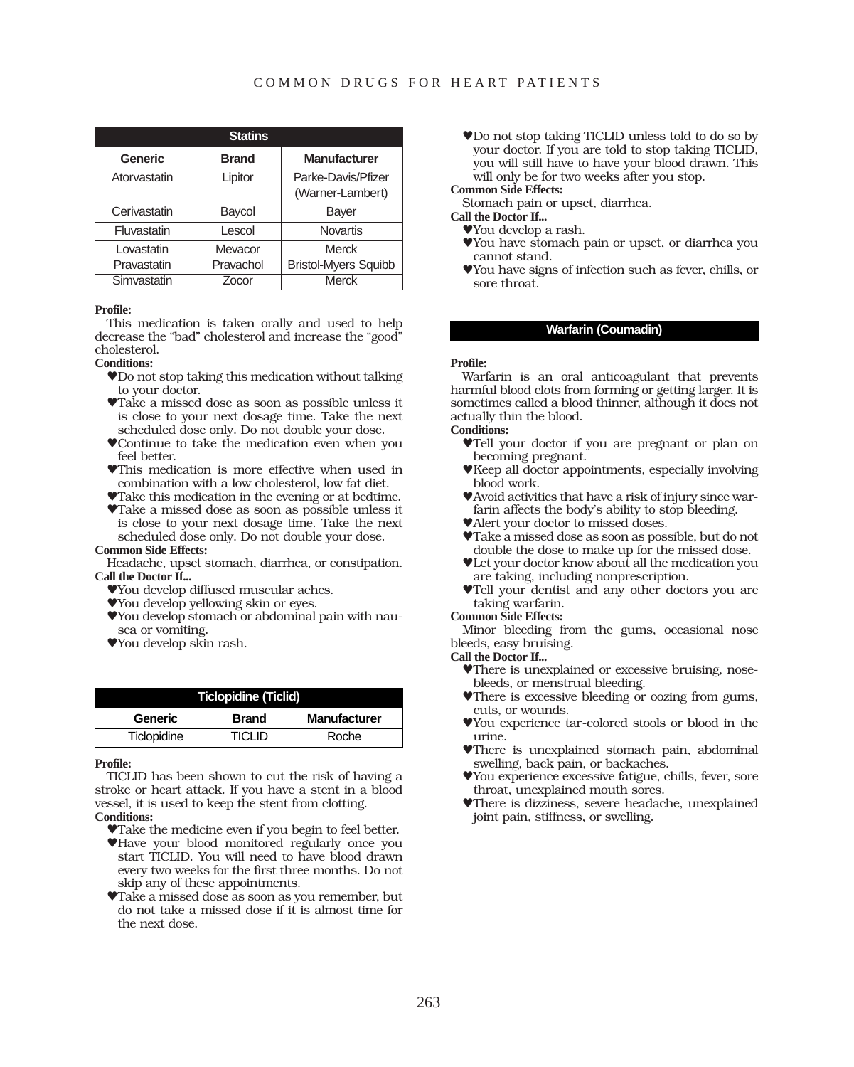| Statins | | |
|---|---|---|
| **Generic** | **Brand** | **Manufacturer** |
| Atorvastatin | Lipitor | Parke-Davis/Pfizer (Warner-Lambert) |
| Cerivastatin | Baycol | Bayer |
| Fluvastatin | Lescol | Novartis |
| Lovastatin | Mevacor | Merck |
| Pravastatin | Pravachol | Bristol-Myers Squibb |
| Simvastatin | Zocor | Merck |

**Profile:**

This medication is taken orally and used to help decrease the “bad” cholesterol and increase the “good” cholesterol.

**Conditions:**

- ♥Do not stop taking this medication without talking to your doctor.
- ♥Take a missed dose as soon as possible unless it is close to your next dosage time. Take the next scheduled dose only. Do not double your dose.
- ♥Continue to take the medication even when you feel better.
- ♥This medication is more effective when used in combination with a low cholesterol, low fat diet.
- ♥Take this medication in the evening or at bedtime.
- ♥Take a missed dose as soon as possible unless it is close to your next dosage time. Take the next scheduled dose only. Do not double your dose.

**Common Side Effects:**

Headache, upset stomach, diarrhea, or constipation.

**Call the Doctor If...**

- ♥You develop diffused muscular aches.
- ♥You develop yellowing skin or eyes.
- ♥You develop stomach or abdominal pain with nausea or vomiting.
- ♥You develop skin rash.

| Ticlopidine (Ticlid) | | |
|---|---|---|
| **Generic** | **Brand** | **Manufacturer** |
| Ticlopidine | TICLID | Roche |

**Profile:**

TICLID has been shown to cut the risk of having a stroke or heart attack. If you have a stent in a blood vessel, it is used to keep the stent from clotting.

**Conditions:**

- ♥Take the medicine even if you begin to feel better.
- ♥Have your blood monitored regularly once you start TICLID. You will need to have blood drawn every two weeks for the first three months. Do not skip any of these appointments.
- ♥Take a missed dose as soon as you remember, but do not take a missed dose if it is almost time for the next dose.
- ♥Do not stop taking TICLID unless told to do so by your doctor. If you are told to stop taking TICLID, you will still have to have your blood drawn. This will only be for two weeks after you stop.

**Common Side Effects:**

Stomach pain or upset, diarrhea.

**Call the Doctor If...**

- ♥You develop a rash.
- ♥You have stomach pain or upset, or diarrhea you cannot stand.
- ♥You have signs of infection such as fever, chills, or sore throat.

## Warfarin (Coumadin)

**Profile:**

Warfarin is an oral anticoagulant that prevents harmful blood clots from forming or getting larger. It is sometimes called a blood thinner, although it does not actually thin the blood.

**Conditions:**

- ♥Tell your doctor if you are pregnant or plan on becoming pregnant.
- ♥Keep all doctor appointments, especially involving blood work.
- ♥Avoid activities that have a risk of injury since warfarin affects the body’s ability to stop bleeding.
- ♥Alert your doctor to missed doses.
- ♥Take a missed dose as soon as possible, but do not double the dose to make up for the missed dose.
- ♥Let your doctor know about all the medication you are taking, including nonprescription.
- ♥Tell your dentist and any other doctors you are taking warfarin.

**Common Side Effects:**

Minor bleeding from the gums, occasional nose bleeds, easy bruising.

**Call the Doctor If...**

- ♥There is unexplained or excessive bruising, nosebleeds, or menstrual bleeding.
- ♥There is excessive bleeding or oozing from gums, cuts, or wounds.
- ♥You experience tar-colored stools or blood in the urine.
- ♥There is unexplained stomach pain, abdominal swelling, back pain, or backaches.
- ♥You experience excessive fatigue, chills, fever, sore throat, unexplained mouth sores.
- ♥There is dizziness, severe headache, unexplained joint pain, stiffness, or swelling.